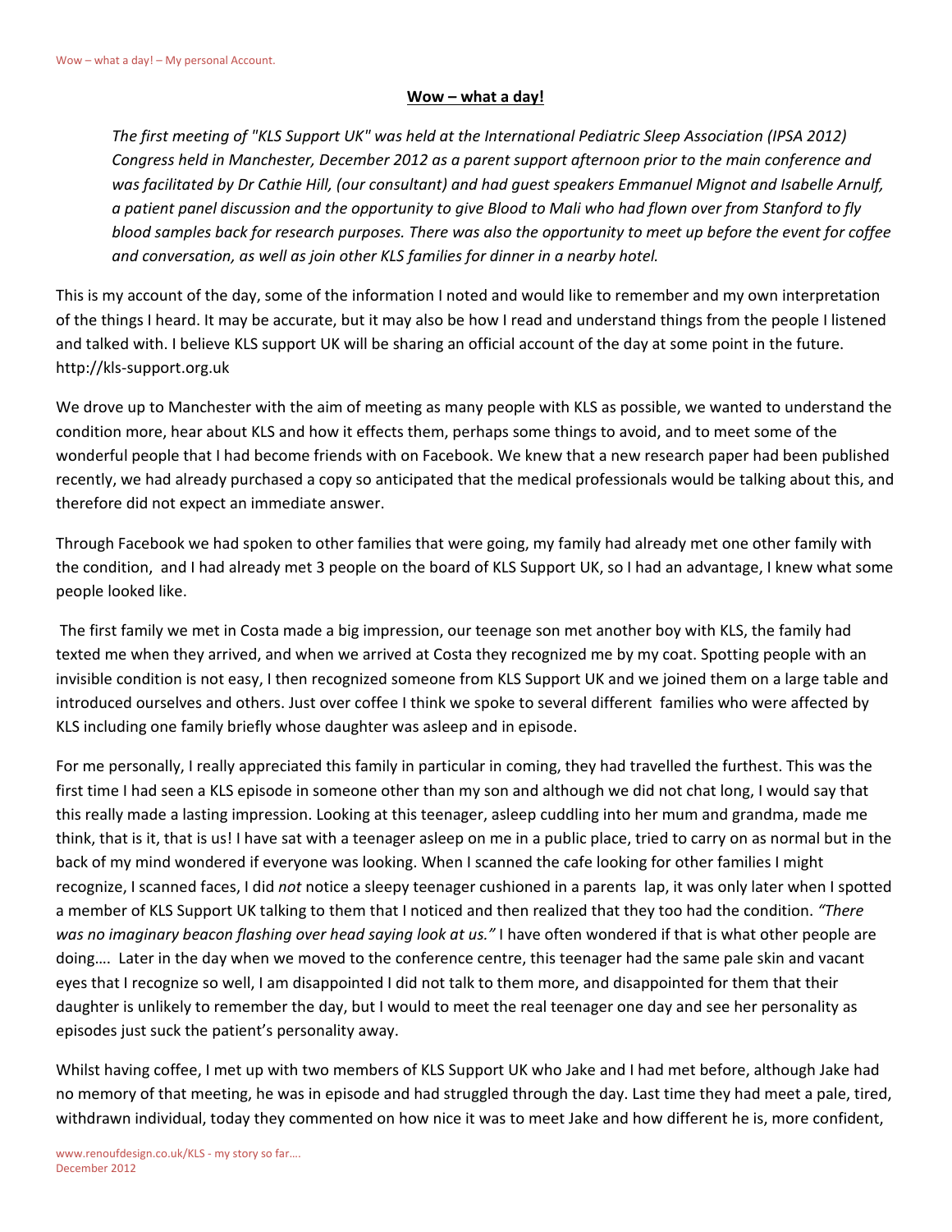# Wow – what a day!

*The first meeting of "KLS Support UK" was held at the International Pediatric Sleep Association (IPSA 2012) Congress held in Manchester, December 2012 as a parent support afternoon prior to the main conference and was facilitated by Dr Cathie Hill, (our consultant) and had guest speakers Emmanuel Mignot and Isabelle Arnulf, a patient panel discussion and the opportunity to give Blood to Mali who had flown over from Stanford to fly blood samples back for research purposes. There was also the opportunity to meet up before the event for coffee and conversation, as well as join other KLS families for dinner in a nearby hotel.*

This is my account of the day, some of the information I noted and would like to remember and my own interpretation of the things I heard. It may be accurate, but it may also be how I read and understand things from the people I listened and talked with. I believe KLS support UK will be sharing an official account of the day at some point in the future. http://kls-support.org.uk

We drove up to Manchester with the aim of meeting as many people with KLS as possible, we wanted to understand the condition more, hear about KLS and how it effects them, perhaps some things to avoid, and to meet some of the wonderful people that I had become friends with on Facebook. We knew that a new research paper had been published recently, we had already purchased a copy so anticipated that the medical professionals would be talking about this, and therefore did not expect an immediate answer.

Through Facebook we had spoken to other families that were going, my family had already met one other family with the condition, and I had already met 3 people on the board of KLS Support UK, so I had an advantage, I knew what some people looked like.

The first family we met in Costa made a big impression, our teenage son met another boy with KLS, the family had texted me when they arrived, and when we arrived at Costa they recognized me by my coat. Spotting people with an invisible condition is not easy, I then recognized someone from KLS Support UK and we joined them on a large table and introduced ourselves and others. Just over coffee I think we spoke to several different families who were affected by KLS including one family briefly whose daughter was asleep and in episode.

For me personally, I really appreciated this family in particular in coming, they had travelled the furthest. This was the first time I had seen a KLS episode in someone other than my son and although we did not chat long, I would say that this really made a lasting impression. Looking at this teenager, asleep cuddling into her mum and grandma, made me think, that is it, that is us! I have sat with a teenager asleep on me in a public place, tried to carry on as normal but in the back of my mind wondered if everyone was looking. When I scanned the cafe looking for other families I might recognize, I scanned faces, I did *not* notice a sleepy teenager cushioned in a parents lap, it was only later when I spotted a member of KLS Support UK talking to them that I noticed and then realized that they too had the condition. *"There was no imaginary beacon flashing over head saying look at us."* I have often wondered if that is what other people are doing…. Later in the day when we moved to the conference centre, this teenager had the same pale skin and vacant eyes that I recognize so well, I am disappointed I did not talk to them more, and disappointed for them that their daughter is unlikely to remember the day, but I would to meet the real teenager one day and see her personality as episodes just suck the patient's personality away.

Whilst having coffee, I met up with two members of KLS Support UK who Jake and I had met before, although Jake had no memory of that meeting, he was in episode and had struggled through the day. Last time they had meet a pale, tired, withdrawn individual, today they commented on how nice it was to meet Jake and how different he is, more confident,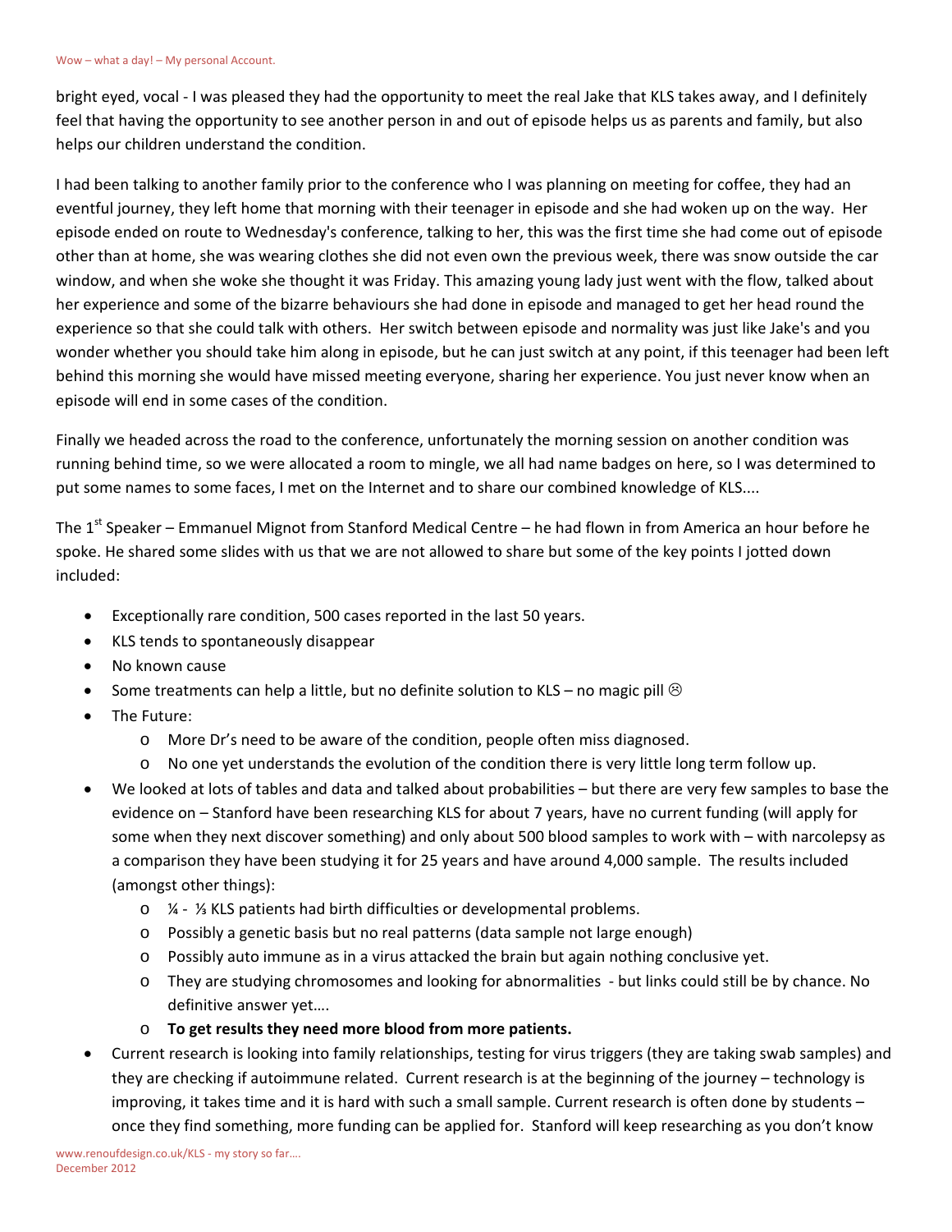bright eyed, vocal - I was pleased they had the opportunity to meet the real Jake that KLS takes away, and I definitely feel that having the opportunity to see another person in and out of episode helps us as parents and family, but also helps our children understand the condition.

I had been talking to another family prior to the conference who I was planning on meeting for coffee, they had an eventful journey, they left home that morning with their teenager in episode and she had woken up on the way. Her episode ended on route to Wednesday's conference, talking to her, this was the first time she had come out of episode other than at home, she was wearing clothes she did not even own the previous week, there was snow outside the car window, and when she woke she thought it was Friday. This amazing young lady just went with the flow, talked about her experience and some of the bizarre behaviours she had done in episode and managed to get her head round the experience so that she could talk with others. Her switch between episode and normality was just like Jake's and you wonder whether you should take him along in episode, but he can just switch at any point, if this teenager had been left behind this morning she would have missed meeting everyone, sharing her experience. You just never know when an episode will end in some cases of the condition.

Finally we headed across the road to the conference, unfortunately the morning session on another condition was running behind time, so we were allocated a room to mingle, we all had name badges on here, so I was determined to put some names to some faces, I met on the Internet and to share our combined knowledge of KLS....

The 1st Speaker – Emmanuel Mignot from Stanford Medical Centre – he had flown in from America an hour before he spoke. He shared some slides with us that we are not allowed to share but some of the key points I jotted down included:

- Exceptionally rare condition, 500 cases reported in the last 50 years.
- KLS tends to spontaneously disappear
- No known cause
- Some treatments can help a little, but no definite solution to KLS – no magic pill ☹
- The Future:
  - More Dr's need to be aware of the condition, people often miss diagnosed.
  - No one yet understands the evolution of the condition there is very little long term follow up.
- We looked at lots of tables and data and talked about probabilities – but there are very few samples to base the evidence on – Stanford have been researching KLS for about 7 years, have no current funding (will apply for some when they next discover something) and only about 500 blood samples to work with – with narcolepsy as a comparison they have been studying it for 25 years and have around 4,000 sample. The results included (amongst other things):
  - ¼ - ⅓ KLS patients had birth difficulties or developmental problems.
  - Possibly a genetic basis but no real patterns (data sample not large enough)
  - Possibly auto immune as in a virus attacked the brain but again nothing conclusive yet.
  - They are studying chromosomes and looking for abnormalities - but links could still be by chance. No definitive answer yet….
  - **To get results they need more blood from more patients.**
- Current research is looking into family relationships, testing for virus triggers (they are taking swab samples) and they are checking if autoimmune related. Current research is at the beginning of the journey – technology is improving, it takes time and it is hard with such a small sample. Current research is often done by students – once they find something, more funding can be applied for. Stanford will keep researching as you don't know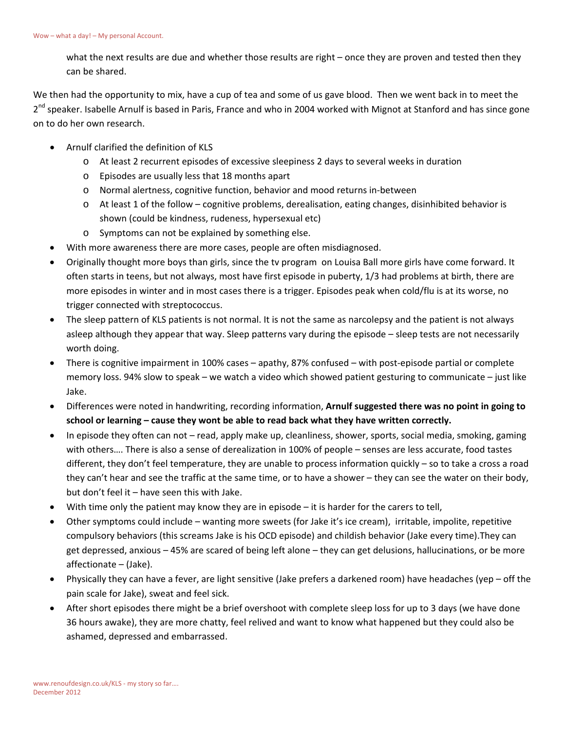what the next results are due and whether those results are right – once they are proven and tested then they can be shared.

We then had the opportunity to mix, have a cup of tea and some of us gave blood. Then we went back in to meet the 2nd speaker. Isabelle Arnulf is based in Paris, France and who in 2004 worked with Mignot at Stanford and has since gone on to do her own research.

- Arnulf clarified the definition of KLS
  - At least 2 recurrent episodes of excessive sleepiness 2 days to several weeks in duration
  - Episodes are usually less that 18 months apart
  - Normal alertness, cognitive function, behavior and mood returns in-between
  - At least 1 of the follow – cognitive problems, derealisation, eating changes, disinhibited behavior is shown (could be kindness, rudeness, hypersexual etc)
  - Symptoms can not be explained by something else.
- With more awareness there are more cases, people are often misdiagnosed.
- Originally thought more boys than girls, since the tv program on Louisa Ball more girls have come forward. It often starts in teens, but not always, most have first episode in puberty, 1/3 had problems at birth, there are more episodes in winter and in most cases there is a trigger. Episodes peak when cold/flu is at its worse, no trigger connected with streptococcus.
- The sleep pattern of KLS patients is not normal. It is not the same as narcolepsy and the patient is not always asleep although they appear that way. Sleep patterns vary during the episode – sleep tests are not necessarily worth doing.
- There is cognitive impairment in 100% cases – apathy, 87% confused – with post-episode partial or complete memory loss. 94% slow to speak – we watch a video which showed patient gesturing to communicate – just like Jake.
- Differences were noted in handwriting, recording information, **Arnulf suggested there was no point in going to school or learning – cause they wont be able to read back what they have written correctly.**
- In episode they often can not – read, apply make up, cleanliness, shower, sports, social media, smoking, gaming with others…. There is also a sense of derealization in 100% of people – senses are less accurate, food tastes different, they don't feel temperature, they are unable to process information quickly – so to take a cross a road they can't hear and see the traffic at the same time, or to have a shower – they can see the water on their body, but don't feel it – have seen this with Jake.
- With time only the patient may know they are in episode – it is harder for the carers to tell,
- Other symptoms could include – wanting more sweets (for Jake it's ice cream), irritable, impolite, repetitive compulsory behaviors (this screams Jake is his OCD episode) and childish behavior (Jake every time).They can get depressed, anxious – 45% are scared of being left alone – they can get delusions, hallucinations, or be more affectionate – (Jake).
- Physically they can have a fever, are light sensitive (Jake prefers a darkened room) have headaches (yep – off the pain scale for Jake), sweat and feel sick.
- After short episodes there might be a brief overshoot with complete sleep loss for up to 3 days (we have done 36 hours awake), they are more chatty, feel relived and want to know what happened but they could also be ashamed, depressed and embarrassed.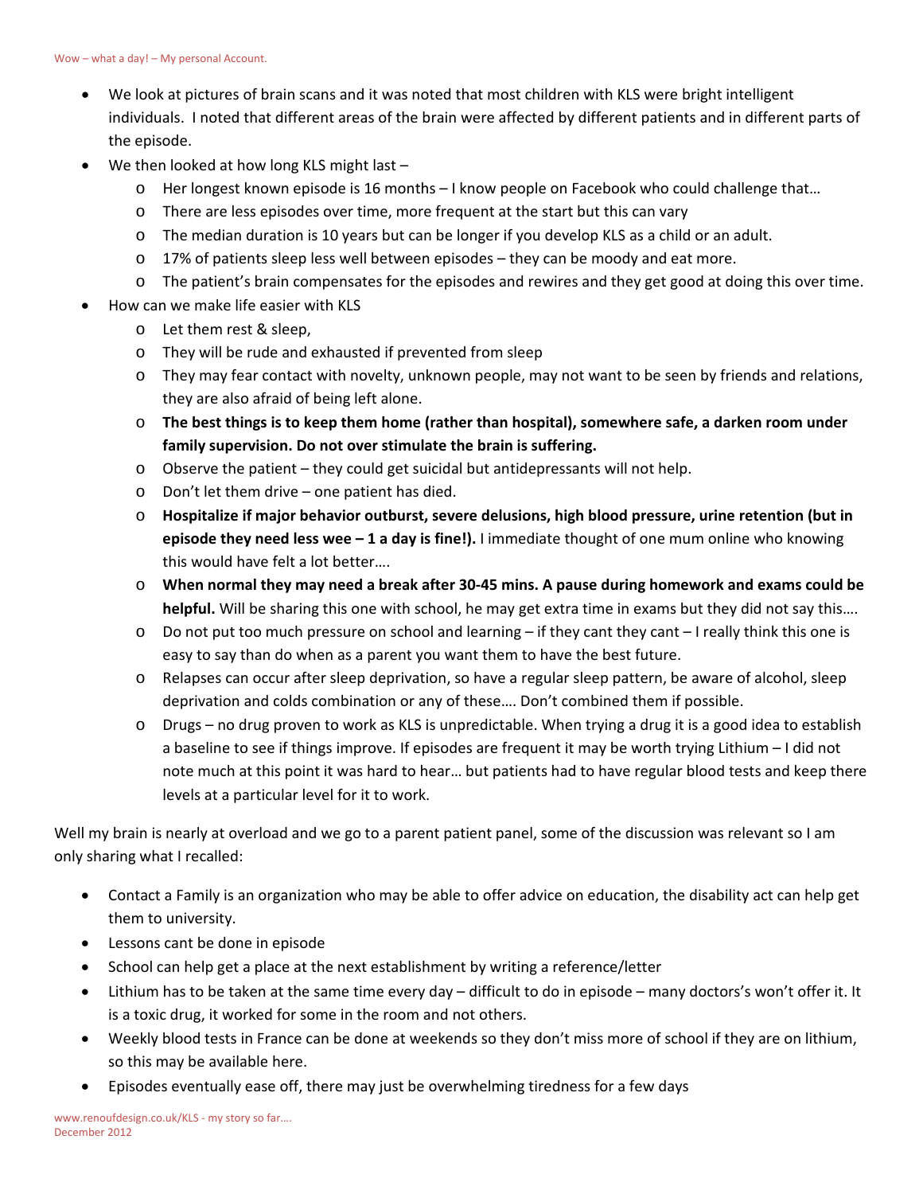- We look at pictures of brain scans and it was noted that most children with KLS were bright intelligent individuals. I noted that different areas of the brain were affected by different patients and in different parts of the episode.
- We then looked at how long KLS might last –
  - Her longest known episode is 16 months – I know people on Facebook who could challenge that…
  - There are less episodes over time, more frequent at the start but this can vary
  - The median duration is 10 years but can be longer if you develop KLS as a child or an adult.
  - 17% of patients sleep less well between episodes – they can be moody and eat more.
  - The patient's brain compensates for the episodes and rewires and they get good at doing this over time.
- How can we make life easier with KLS
  - Let them rest & sleep,
  - They will be rude and exhausted if prevented from sleep
  - They may fear contact with novelty, unknown people, may not want to be seen by friends and relations, they are also afraid of being left alone.
  - **The best things is to keep them home (rather than hospital), somewhere safe, a darken room under family supervision. Do not over stimulate the brain is suffering.**
  - Observe the patient – they could get suicidal but antidepressants will not help.
  - Don't let them drive – one patient has died.
  - **Hospitalize if major behavior outburst, severe delusions, high blood pressure, urine retention (but in episode they need less wee – 1 a day is fine!).** I immediate thought of one mum online who knowing this would have felt a lot better….
  - **When normal they may need a break after 30-45 mins. A pause during homework and exams could be helpful.** Will be sharing this one with school, he may get extra time in exams but they did not say this….
  - Do not put too much pressure on school and learning – if they cant they cant – I really think this one is easy to say than do when as a parent you want them to have the best future.
  - Relapses can occur after sleep deprivation, so have a regular sleep pattern, be aware of alcohol, sleep deprivation and colds combination or any of these…. Don't combined them if possible.
  - Drugs – no drug proven to work as KLS is unpredictable. When trying a drug it is a good idea to establish a baseline to see if things improve. If episodes are frequent it may be worth trying Lithium – I did not note much at this point it was hard to hear… but patients had to have regular blood tests and keep there levels at a particular level for it to work.

Well my brain is nearly at overload and we go to a parent patient panel, some of the discussion was relevant so I am only sharing what I recalled:

- Contact a Family is an organization who may be able to offer advice on education, the disability act can help get them to university.
- Lessons cant be done in episode
- School can help get a place at the next establishment by writing a reference/letter
- Lithium has to be taken at the same time every day – difficult to do in episode – many doctors's won't offer it. It is a toxic drug, it worked for some in the room and not others.
- Weekly blood tests in France can be done at weekends so they don't miss more of school if they are on lithium, so this may be available here.
- Episodes eventually ease off, there may just be overwhelming tiredness for a few days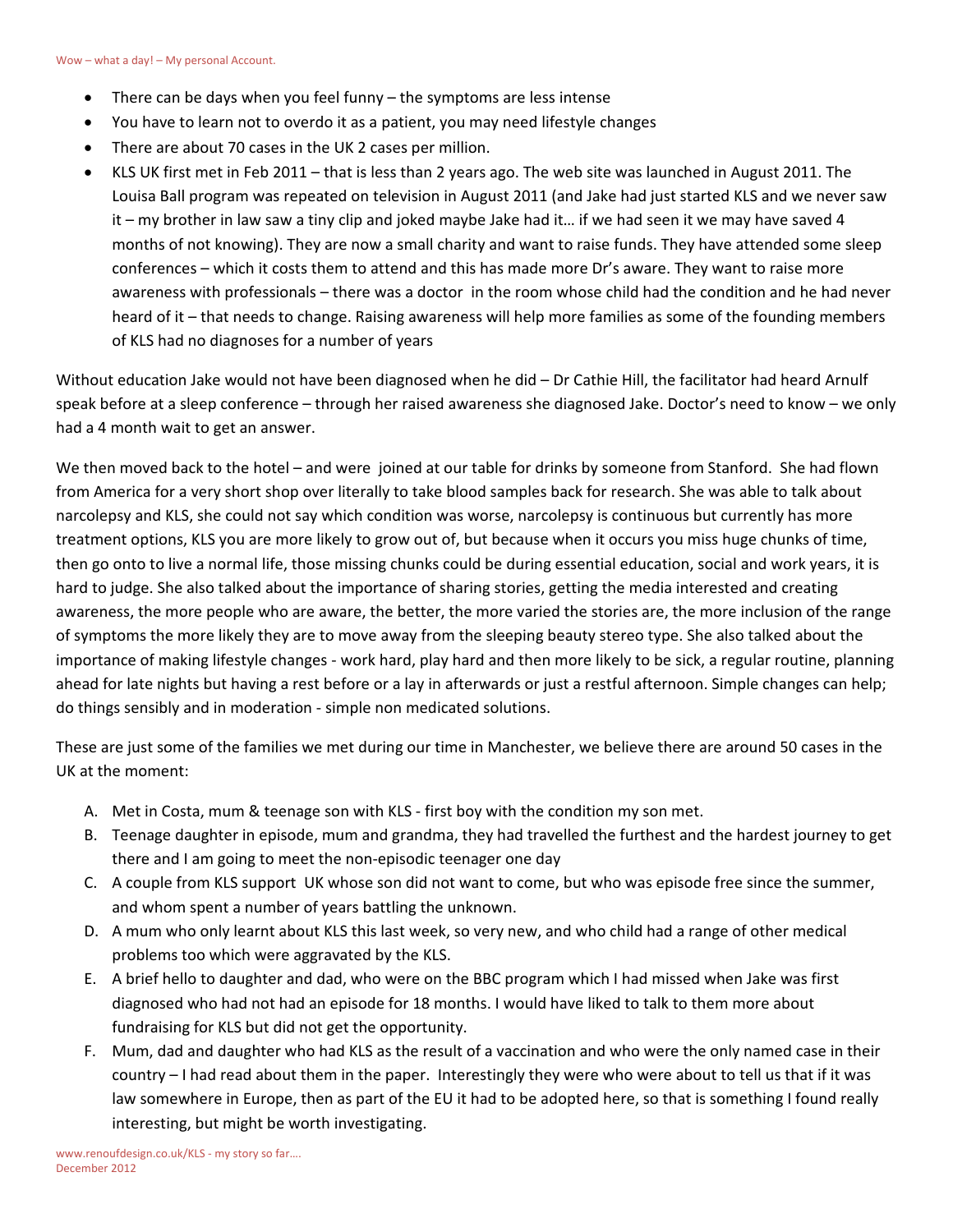- There can be days when you feel funny – the symptoms are less intense
- You have to learn not to overdo it as a patient, you may need lifestyle changes
- There are about 70 cases in the UK 2 cases per million.
- KLS UK first met in Feb 2011 – that is less than 2 years ago. The web site was launched in August 2011. The Louisa Ball program was repeated on television in August 2011 (and Jake had just started KLS and we never saw it – my brother in law saw a tiny clip and joked maybe Jake had it… if we had seen it we may have saved 4 months of not knowing). They are now a small charity and want to raise funds. They have attended some sleep conferences – which it costs them to attend and this has made more Dr's aware. They want to raise more awareness with professionals – there was a doctor in the room whose child had the condition and he had never heard of it – that needs to change. Raising awareness will help more families as some of the founding members of KLS had no diagnoses for a number of years

Without education Jake would not have been diagnosed when he did – Dr Cathie Hill, the facilitator had heard Arnulf speak before at a sleep conference – through her raised awareness she diagnosed Jake. Doctor's need to know – we only had a 4 month wait to get an answer.

We then moved back to the hotel – and were joined at our table for drinks by someone from Stanford. She had flown from America for a very short shop over literally to take blood samples back for research. She was able to talk about narcolepsy and KLS, she could not say which condition was worse, narcolepsy is continuous but currently has more treatment options, KLS you are more likely to grow out of, but because when it occurs you miss huge chunks of time, then go onto to live a normal life, those missing chunks could be during essential education, social and work years, it is hard to judge. She also talked about the importance of sharing stories, getting the media interested and creating awareness, the more people who are aware, the better, the more varied the stories are, the more inclusion of the range of symptoms the more likely they are to move away from the sleeping beauty stereo type. She also talked about the importance of making lifestyle changes - work hard, play hard and then more likely to be sick, a regular routine, planning ahead for late nights but having a rest before or a lay in afterwards or just a restful afternoon. Simple changes can help; do things sensibly and in moderation - simple non medicated solutions.

These are just some of the families we met during our time in Manchester, we believe there are around 50 cases in the UK at the moment:

A. Met in Costa, mum & teenage son with KLS - first boy with the condition my son met.
B. Teenage daughter in episode, mum and grandma, they had travelled the furthest and the hardest journey to get there and I am going to meet the non-episodic teenager one day
C. A couple from KLS support UK whose son did not want to come, but who was episode free since the summer, and whom spent a number of years battling the unknown.
D. A mum who only learnt about KLS this last week, so very new, and who child had a range of other medical problems too which were aggravated by the KLS.
E. A brief hello to daughter and dad, who were on the BBC program which I had missed when Jake was first diagnosed who had not had an episode for 18 months. I would have liked to talk to them more about fundraising for KLS but did not get the opportunity.
F. Mum, dad and daughter who had KLS as the result of a vaccination and who were the only named case in their country – I had read about them in the paper. Interestingly they were who were about to tell us that if it was law somewhere in Europe, then as part of the EU it had to be adopted here, so that is something I found really interesting, but might be worth investigating.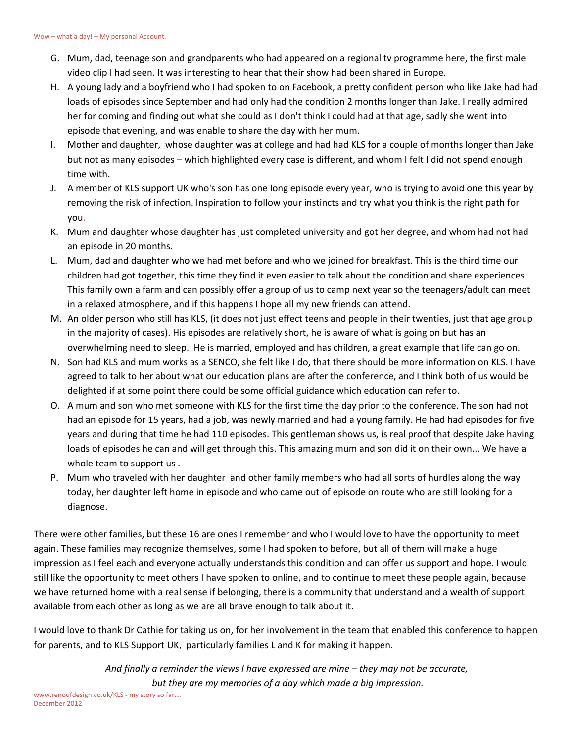G. Mum, dad, teenage son and grandparents who had appeared on a regional tv programme here, the first male video clip I had seen. It was interesting to hear that their show had been shared in Europe.
H. A young lady and a boyfriend who I had spoken to on Facebook, a pretty confident person who like Jake had had loads of episodes since September and had only had the condition 2 months longer than Jake. I really admired her for coming and finding out what she could as I don't think I could had at that age, sadly she went into episode that evening, and was enable to share the day with her mum.
I. Mother and daughter, whose daughter was at college and had had KLS for a couple of months longer than Jake but not as many episodes – which highlighted every case is different, and whom I felt I did not spend enough time with.
J. A member of KLS support UK who's son has one long episode every year, who is trying to avoid one this year by removing the risk of infection. Inspiration to follow your instincts and try what you think is the right path for you.
K. Mum and daughter whose daughter has just completed university and got her degree, and whom had not had an episode in 20 months.
L. Mum, dad and daughter who we had met before and who we joined for breakfast. This is the third time our children had got together, this time they find it even easier to talk about the condition and share experiences. This family own a farm and can possibly offer a group of us to camp next year so the teenagers/adult can meet in a relaxed atmosphere, and if this happens I hope all my new friends can attend.
M. An older person who still has KLS, (it does not just effect teens and people in their twenties, just that age group in the majority of cases). His episodes are relatively short, he is aware of what is going on but has an overwhelming need to sleep. He is married, employed and has children, a great example that life can go on.
N. Son had KLS and mum works as a SENCO, she felt like I do, that there should be more information on KLS. I have agreed to talk to her about what our education plans are after the conference, and I think both of us would be delighted if at some point there could be some official guidance which education can refer to.
O. A mum and son who met someone with KLS for the first time the day prior to the conference. The son had not had an episode for 15 years, had a job, was newly married and had a young family. He had had episodes for five years and during that time he had 110 episodes. This gentleman shows us, is real proof that despite Jake having loads of episodes he can and will get through this. This amazing mum and son did it on their own... We have a whole team to support us .
P. Mum who traveled with her daughter and other family members who had all sorts of hurdles along the way today, her daughter left home in episode and who came out of episode on route who are still looking for a diagnose.

There were other families, but these 16 are ones I remember and who I would love to have the opportunity to meet again. These families may recognize themselves, some I had spoken to before, but all of them will make a huge impression as I feel each and everyone actually understands this condition and can offer us support and hope. I would still like the opportunity to meet others I have spoken to online, and to continue to meet these people again, because we have returned home with a real sense if belonging, there is a community that understand and a wealth of support available from each other as long as we are all brave enough to talk about it.

I would love to thank Dr Cathie for taking us on, for her involvement in the team that enabled this conference to happen for parents, and to KLS Support UK, particularly families L and K for making it happen.

*And finally a reminder the views I have expressed are mine – they may not be accurate, but they are my memories of a day which made a big impression.*